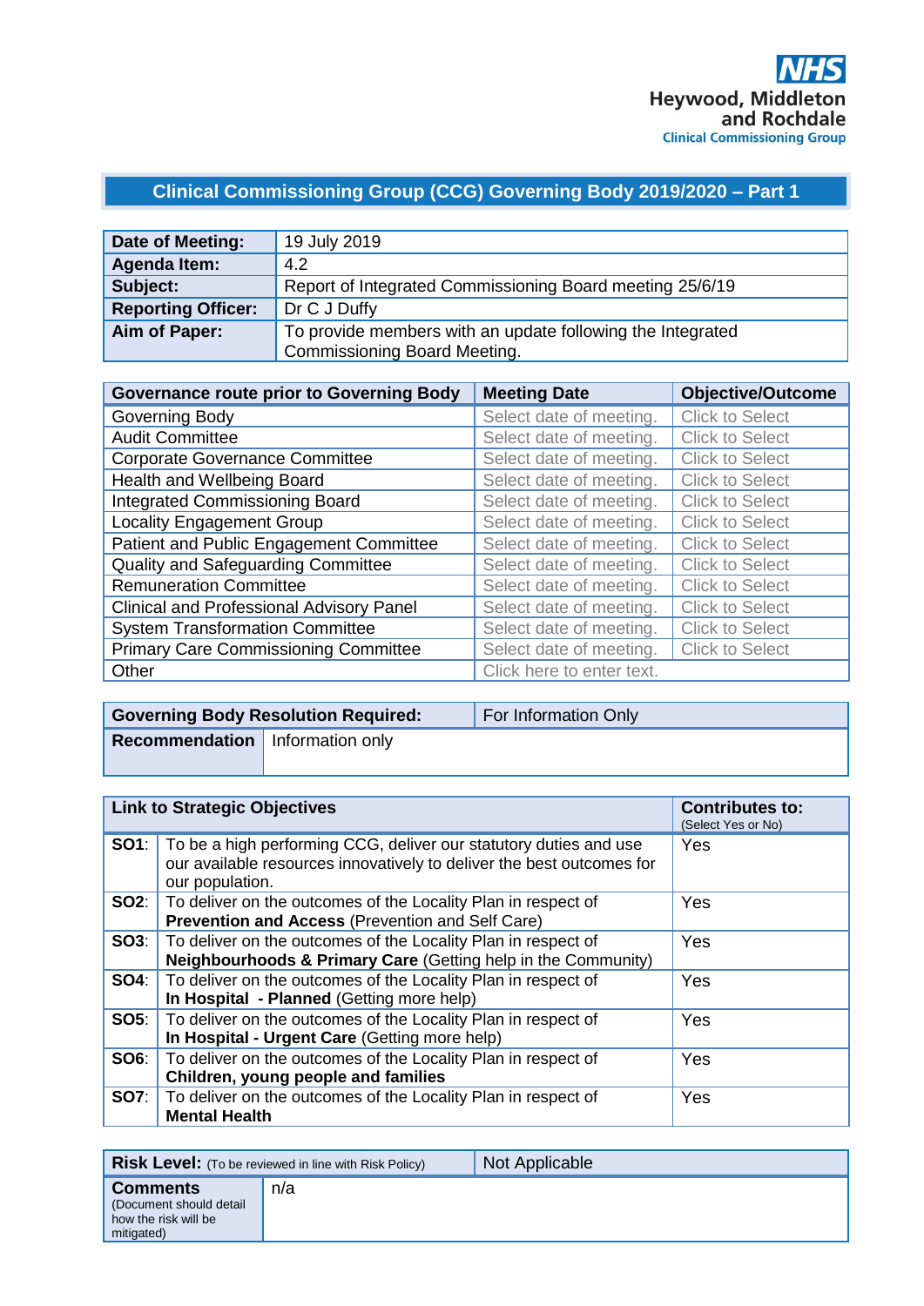NHS
Heywood, Middleton and Rochdale
Clinical Commissioning Group

## Clinical Commissioning Group (CCG) Governing Body 2019/2020 – Part 1

| | |
|---|---|
| **Date of Meeting:** | 19 July 2019 |
| **Agenda Item:** | 4.2 |
| **Subject:** | Report of Integrated Commissioning Board meeting 25/6/19 |
| **Reporting Officer:** | Dr C J Duffy |
| **Aim of Paper:** | To provide members with an update following the Integrated Commissioning Board Meeting. |

| **Governance route prior to Governing Body** | **Meeting Date** | **Objective/Outcome** |
|---|---|---|
| Governing Body | Select date of meeting. | Click to Select |
| Audit Committee | Select date of meeting. | Click to Select |
| Corporate Governance Committee | Select date of meeting. | Click to Select |
| Health and Wellbeing Board | Select date of meeting. | Click to Select |
| Integrated Commissioning Board | Select date of meeting. | Click to Select |
| Locality Engagement Group | Select date of meeting. | Click to Select |
| Patient and Public Engagement Committee | Select date of meeting. | Click to Select |
| Quality and Safeguarding Committee | Select date of meeting. | Click to Select |
| Remuneration Committee | Select date of meeting. | Click to Select |
| Clinical and Professional Advisory Panel | Select date of meeting. | Click to Select |
| System Transformation Committee | Select date of meeting. | Click to Select |
| Primary Care Commissioning Committee | Select date of meeting. | Click to Select |
| Other | Click here to enter text. | |

| | |
|---|---|
| **Governing Body Resolution Required:** | For Information Only |
| **Recommendation** | Information only |

| **Link to Strategic Objectives** | | **Contributes to:** (Select Yes or No) |
|---|---|---|
| **SO1**: | To be a high performing CCG, deliver our statutory duties and use our available resources innovatively to deliver the best outcomes for our population. | Yes |
| **SO2**: | To deliver on the outcomes of the Locality Plan in respect of **Prevention and Access** (Prevention and Self Care) | Yes |
| **SO3**: | To deliver on the outcomes of the Locality Plan in respect of **Neighbourhoods & Primary Care** (Getting help in the Community) | Yes |
| **SO4**: | To deliver on the outcomes of the Locality Plan in respect of **In Hospital - Planned** (Getting more help) | Yes |
| **SO5**: | To deliver on the outcomes of the Locality Plan in respect of **In Hospital - Urgent Care** (Getting more help) | Yes |
| **SO6**: | To deliver on the outcomes of the Locality Plan in respect of **Children, young people and families** | Yes |
| **SO7**: | To deliver on the outcomes of the Locality Plan in respect of **Mental Health** | Yes |

| | |
|---|---|
| **Risk Level:** (To be reviewed in line with Risk Policy) | Not Applicable |
| **Comments** (Document should detail how the risk will be mitigated) | n/a |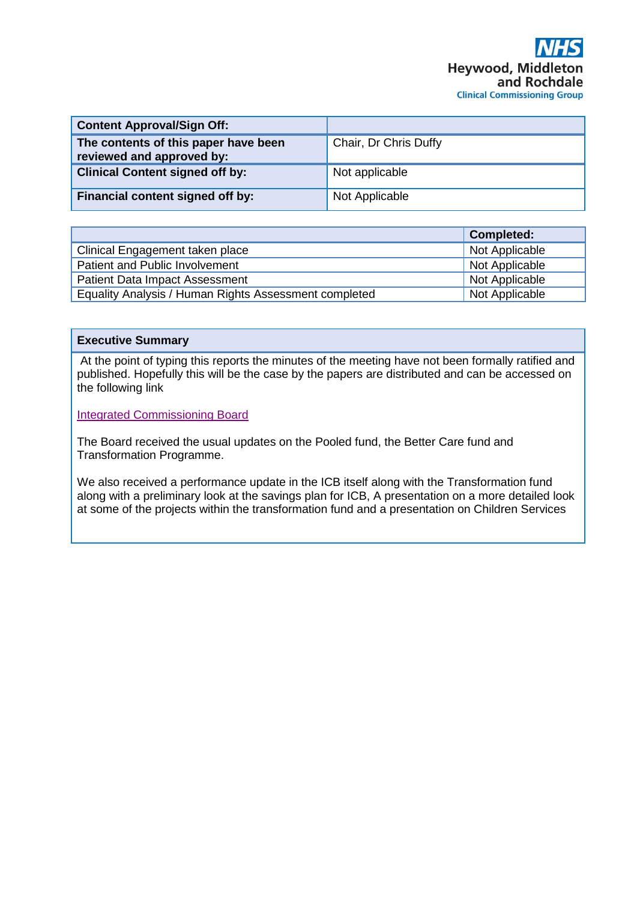**NHS**
**Heywood, Middleton and Rochdale**
**Clinical Commissioning Group**

| **Content Approval/Sign Off:** | |
|---|---|
| **The contents of this paper have been reviewed and approved by:** | Chair, Dr Chris Duffy |
| **Clinical Content signed off by:** | Not applicable |
| **Financial content signed off by:** | Not Applicable |

| | **Completed:** |
|---|---|
| Clinical Engagement taken place | Not Applicable |
| Patient and Public Involvement | Not Applicable |
| Patient Data Impact Assessment | Not Applicable |
| Equality Analysis / Human Rights Assessment completed | Not Applicable |

**Executive Summary**

At the point of typing this reports the minutes of the meeting have not been formally ratified and published. Hopefully this will be the case by the papers are distributed and can be accessed on the following link

Integrated Commissioning Board

The Board received the usual updates on the Pooled fund, the Better Care fund and Transformation Programme.

We also received a performance update in the ICB itself along with the Transformation fund along with a preliminary look at the savings plan for ICB, A presentation on a more detailed look at some of the projects within the transformation fund and a presentation on Children Services